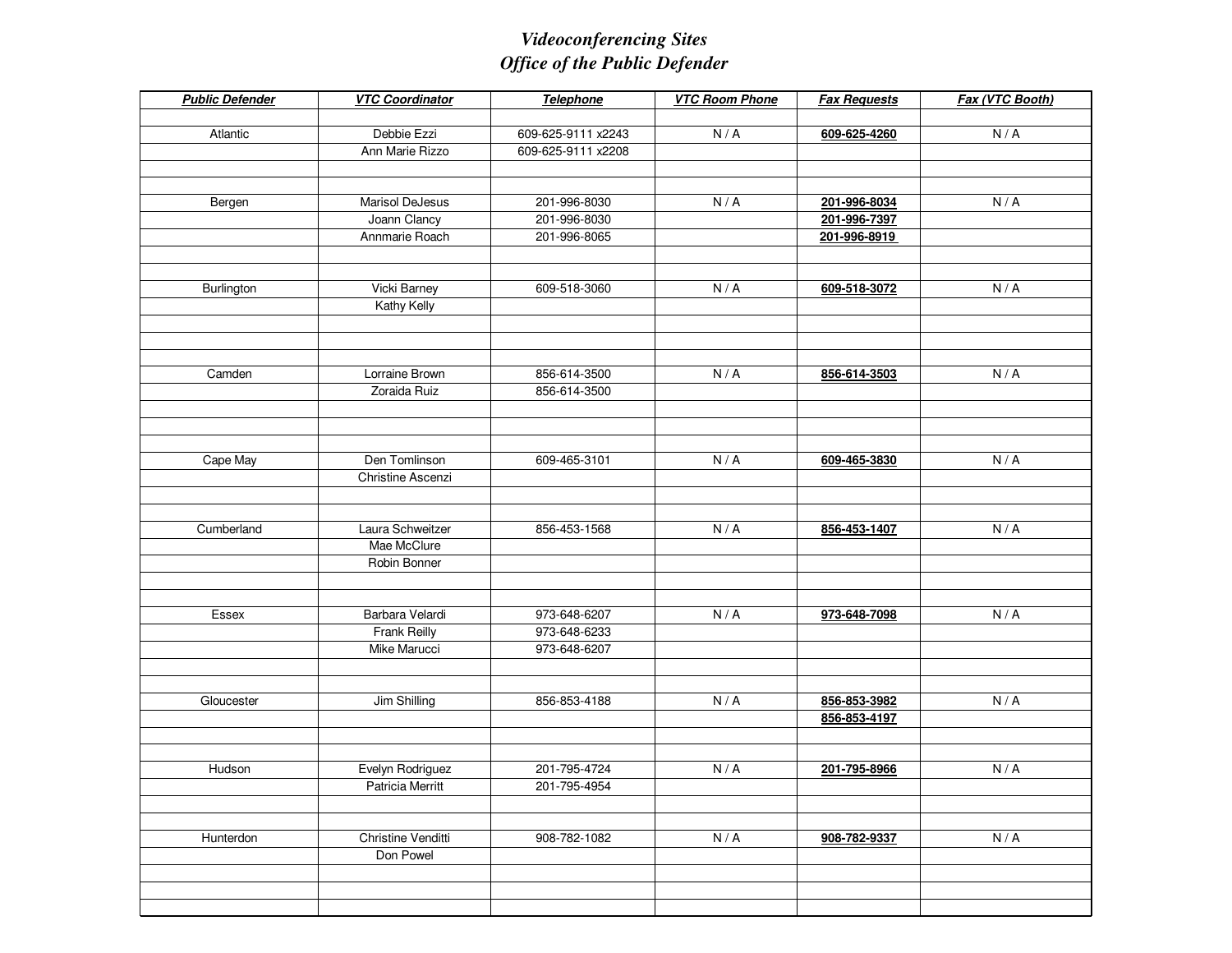## *Videoconferencing Sites*
## *Office of the Public Defender*

| ***Public Defender*** | ***VTC Coordinator*** | ***Telephone*** | ***VTC Room Phone*** | ***Fax Requests*** | ***Fax (VTC Booth)*** |
|---|---|---|---|---|---|
| Atlantic | Debbie Ezzi | 609-625-9111 x2243 | N / A | **609-625-4260** | N / A |
| | Ann Marie Rizzo | 609-625-9111 x2208 | | | |
| Bergen | Marisol DeJesus | 201-996-8030 | N / A | **201-996-8034** | N / A |
| | Joann Clancy | 201-996-8030 | | **201-996-7397** | |
| | Annmarie Roach | 201-996-8065 | | **201-996-8919** | |
| Burlington | Vicki Barney | 609-518-3060 | N / A | **609-518-3072** | N / A |
| | Kathy Kelly | | | | |
| Camden | Lorraine Brown | 856-614-3500 | N / A | **856-614-3503** | N / A |
| | Zoraida Ruiz | 856-614-3500 | | | |
| Cape May | Den Tomlinson | 609-465-3101 | N / A | **609-465-3830** | N / A |
| | Christine Ascenzi | | | | |
| Cumberland | Laura Schweitzer | 856-453-1568 | N / A | **856-453-1407** | N / A |
| | Mae McClure | | | | |
| | Robin Bonner | | | | |
| Essex | Barbara Velardi | 973-648-6207 | N / A | **973-648-7098** | N / A |
| | Frank Reilly | 973-648-6233 | | | |
| | Mike Marucci | 973-648-6207 | | | |
| Gloucester | Jim Shilling | 856-853-4188 | N / A | **856-853-3982** | N / A |
| | | | | **856-853-4197** | |
| Hudson | Evelyn Rodriguez | 201-795-4724 | N / A | **201-795-8966** | N / A |
| | Patricia Merritt | 201-795-4954 | | | |
| Hunterdon | Christine Venditti | 908-782-1082 | N / A | **908-782-9337** | N / A |
| | Don Powel | | | | |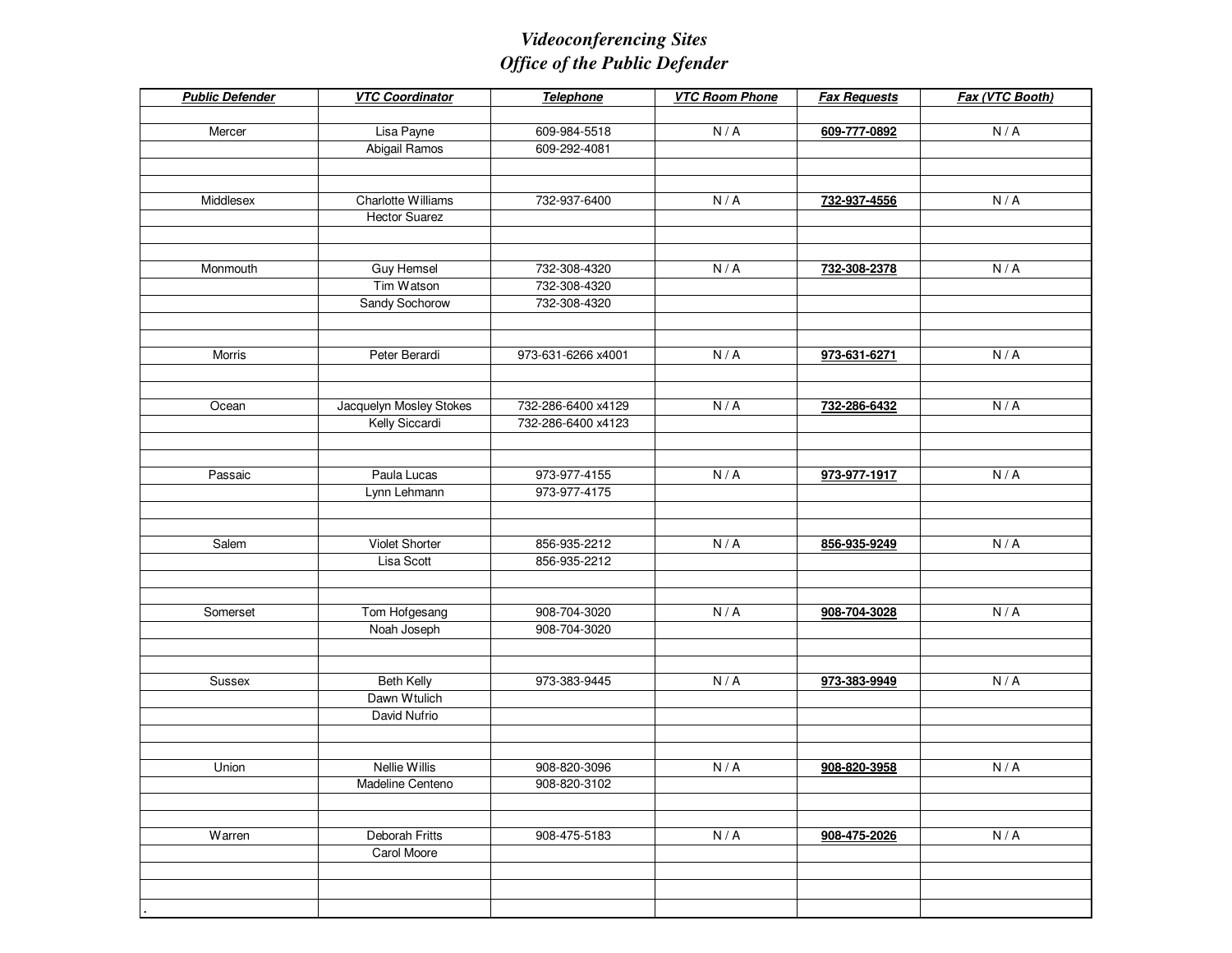## *Videoconferencing Sites*
## *Office of the Public Defender*

| ***Public Defender*** | ***VTC Coordinator*** | ***Telephone*** | ***VTC Room Phone*** | ***Fax Requests*** | ***Fax (VTC Booth)*** |
|---|---|---|---|---|---|
| | | | | | |
| Mercer | Lisa Payne | 609-984-5518 | N / A | **609-777-0892** | N / A |
| | Abigail Ramos | 609-292-4081 | | | |
| | | | | | |
| | | | | | |
| Middlesex | Charlotte Williams | 732-937-6400 | N / A | **732-937-4556** | N / A |
| | Hector Suarez | | | | |
| | | | | | |
| | | | | | |
| Monmouth | Guy Hemsel | 732-308-4320 | N / A | **732-308-2378** | N / A |
| | Tim Watson | 732-308-4320 | | | |
| | Sandy Sochorow | 732-308-4320 | | | |
| | | | | | |
| | | | | | |
| Morris | Peter Berardi | 973-631-6266 x4001 | N / A | **973-631-6271** | N / A |
| | | | | | |
| | | | | | |
| Ocean | Jacquelyn Mosley Stokes | 732-286-6400 x4129 | N / A | **732-286-6432** | N / A |
| | Kelly Siccardi | 732-286-6400 x4123 | | | |
| | | | | | |
| | | | | | |
| Passaic | Paula Lucas | 973-977-4155 | N / A | **973-977-1917** | N / A |
| | Lynn Lehmann | 973-977-4175 | | | |
| | | | | | |
| | | | | | |
| Salem | Violet Shorter | 856-935-2212 | N / A | **856-935-9249** | N / A |
| | Lisa Scott | 856-935-2212 | | | |
| | | | | | |
| | | | | | |
| Somerset | Tom Hofgesang | 908-704-3020 | N / A | **908-704-3028** | N / A |
| | Noah Joseph | 908-704-3020 | | | |
| | | | | | |
| | | | | | |
| Sussex | Beth Kelly | 973-383-9445 | N / A | **973-383-9949** | N / A |
| | Dawn Wtulich | | | | |
| | David Nufrio | | | | |
| | | | | | |
| | | | | | |
| Union | Nellie Willis | 908-820-3096 | N / A | **908-820-3958** | N / A |
| | Madeline Centeno | 908-820-3102 | | | |
| | | | | | |
| | | | | | |
| Warren | Deborah Fritts | 908-475-5183 | N / A | **908-475-2026** | N / A |
| | Carol Moore | | | | |
| | | | | | |
| | | | | | |
| . | | | | | |